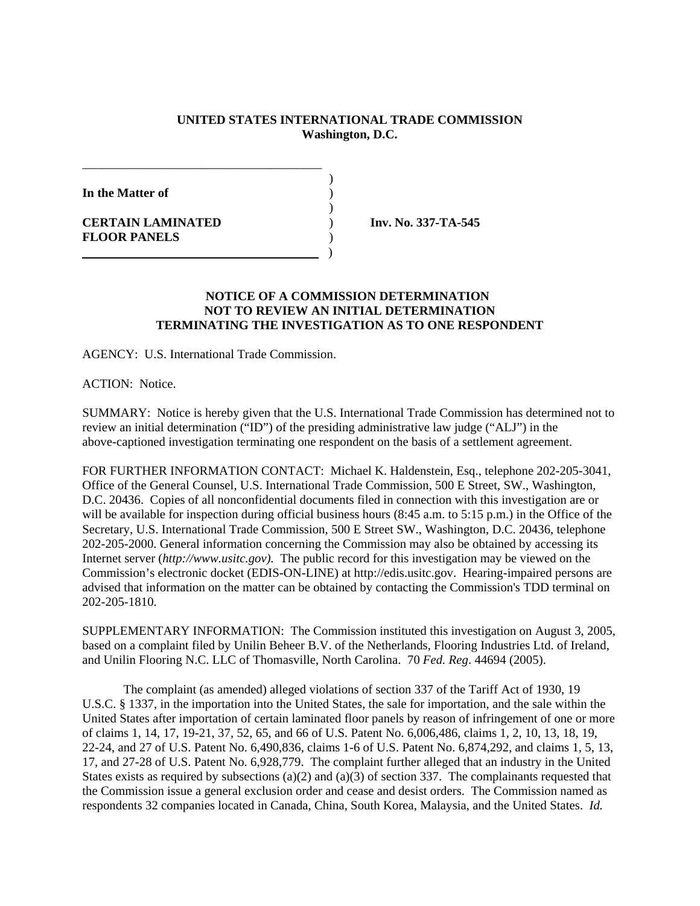**UNITED STATES INTERNATIONAL TRADE COMMISSION**
**Washington, D.C.**

**In the Matter of**

**CERTAIN LAMINATED FLOOR PANELS**

**Inv. No. 337-TA-545**

**NOTICE OF A COMMISSION DETERMINATION NOT TO REVIEW AN INITIAL DETERMINATION TERMINATING THE INVESTIGATION AS TO ONE RESPONDENT**

AGENCY: U.S. International Trade Commission.

ACTION: Notice.

SUMMARY: Notice is hereby given that the U.S. International Trade Commission has determined not to review an initial determination ("ID") of the presiding administrative law judge ("ALJ") in the above-captioned investigation terminating one respondent on the basis of a settlement agreement.

FOR FURTHER INFORMATION CONTACT: Michael K. Haldenstein, Esq., telephone 202-205-3041, Office of the General Counsel, U.S. International Trade Commission, 500 E Street, SW., Washington, D.C. 20436. Copies of all nonconfidential documents filed in connection with this investigation are or will be available for inspection during official business hours (8:45 a.m. to 5:15 p.m.) in the Office of the Secretary, U.S. International Trade Commission, 500 E Street SW., Washington, D.C. 20436, telephone 202-205-2000. General information concerning the Commission may also be obtained by accessing its Internet server (*http://www.usitc.gov).* The public record for this investigation may be viewed on the Commission's electronic docket (EDIS-ON-LINE) at http://edis.usitc.gov. Hearing-impaired persons are advised that information on the matter can be obtained by contacting the Commission's TDD terminal on 202-205-1810.

SUPPLEMENTARY INFORMATION: The Commission instituted this investigation on August 3, 2005, based on a complaint filed by Unilin Beheer B.V. of the Netherlands, Flooring Industries Ltd. of Ireland, and Unilin Flooring N.C. LLC of Thomasville, North Carolina. 70 *Fed. Reg*. 44694 (2005).

The complaint (as amended) alleged violations of section 337 of the Tariff Act of 1930, 19 U.S.C. § 1337, in the importation into the United States, the sale for importation, and the sale within the United States after importation of certain laminated floor panels by reason of infringement of one or more of claims 1, 14, 17, 19-21, 37, 52, 65, and 66 of U.S. Patent No. 6,006,486, claims 1, 2, 10, 13, 18, 19, 22-24, and 27 of U.S. Patent No. 6,490,836, claims 1-6 of U.S. Patent No. 6,874,292, and claims 1, 5, 13, 17, and 27-28 of U.S. Patent No. 6,928,779. The complaint further alleged that an industry in the United States exists as required by subsections (a)(2) and (a)(3) of section 337. The complainants requested that the Commission issue a general exclusion order and cease and desist orders. The Commission named as respondents 32 companies located in Canada, China, South Korea, Malaysia, and the United States. *Id.*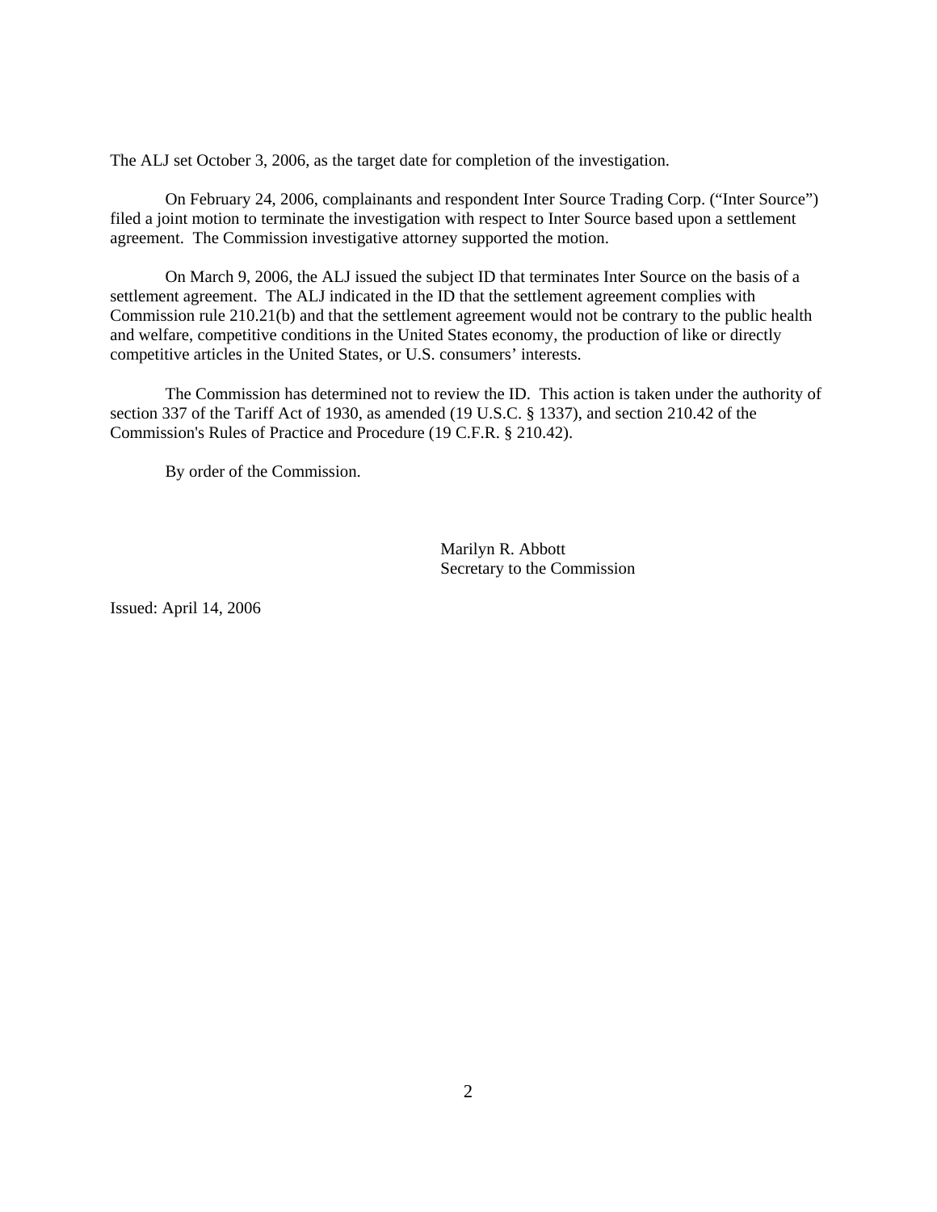The ALJ set October 3, 2006, as the target date for completion of the investigation.

On February 24, 2006, complainants and respondent Inter Source Trading Corp. ("Inter Source") filed a joint motion to terminate the investigation with respect to Inter Source based upon a settlement agreement. The Commission investigative attorney supported the motion.

On March 9, 2006, the ALJ issued the subject ID that terminates Inter Source on the basis of a settlement agreement. The ALJ indicated in the ID that the settlement agreement complies with Commission rule 210.21(b) and that the settlement agreement would not be contrary to the public health and welfare, competitive conditions in the United States economy, the production of like or directly competitive articles in the United States, or U.S. consumers' interests.

The Commission has determined not to review the ID. This action is taken under the authority of section 337 of the Tariff Act of 1930, as amended (19 U.S.C. § 1337), and section 210.42 of the Commission's Rules of Practice and Procedure (19 C.F.R. § 210.42).

By order of the Commission.

Marilyn R. Abbott
Secretary to the Commission

Issued: April 14, 2006